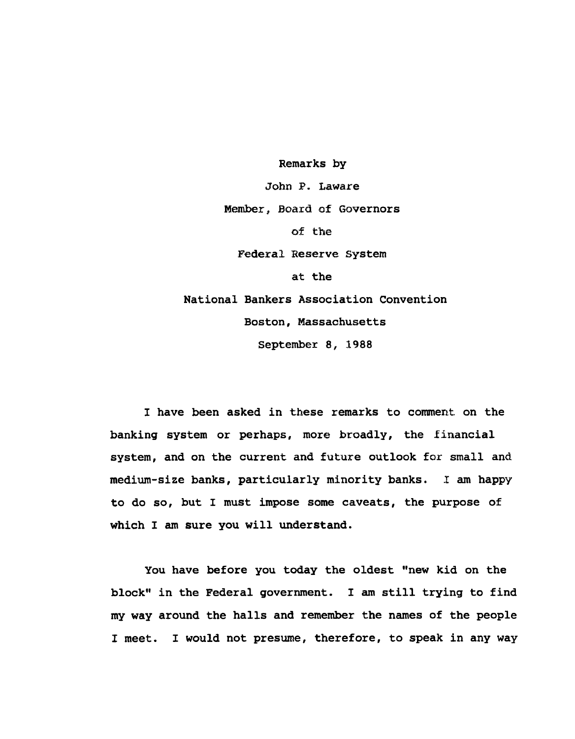Remarks by

John P. Laware

Member, Board of Governors

of the

Federal Reserve System

at the

National Bankers Association Convention

Boston, Massachusetts

September 8, 1988

I have been asked in these remarks to comment on the banking system or perhaps, more broadly, the financial system, and on the current and future outlook for small and medium-size banks, particularly minority banks. I am happy to do so, but I must impose some caveats, the purpose of which I am sure you will understand.

You have before you today the oldest "new kid on the block" in the Federal government. I am still trying to find my way around the halls and remember the names of the people I meet. I would not presume, therefore, to speak in any way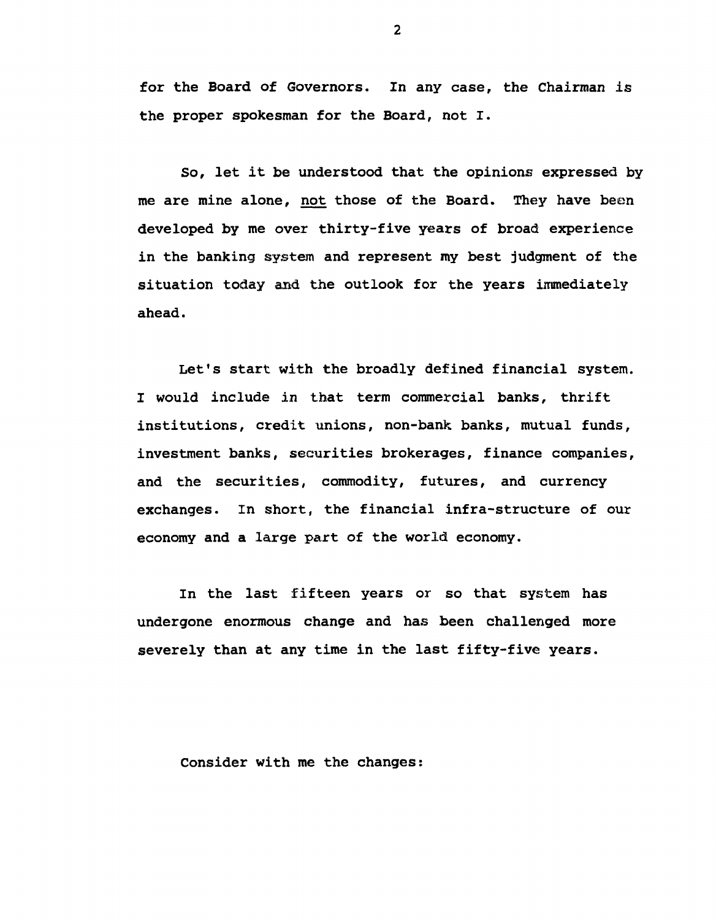for the Board of Governors. In any case, the Chairman is the proper spokesman for the Board, not I.

So, let it be understood that the opinions expressed by me are mine alone, <u>not</u> those of the Board. They have been developed by me over thirty-five years of broad experience in the banking system and represent my best judgment of the situation today and the outlook for the years immediately ahead.

Let's start with the broadly defined financial system. I would include in that term commercial banks, thrift institutions, credit unions, non-bank banks, mutual funds, investment banks, securities brokerages, finance companies, and the securities, commodity, futures, and currency exchanges. In short, the financial infra-structure of our economy and a large part of the world economy.

In the last fifteen years or so that system has undergone enormous change and has been challenged more severely than at any time in the last fifty-five years.

Consider with me the changes: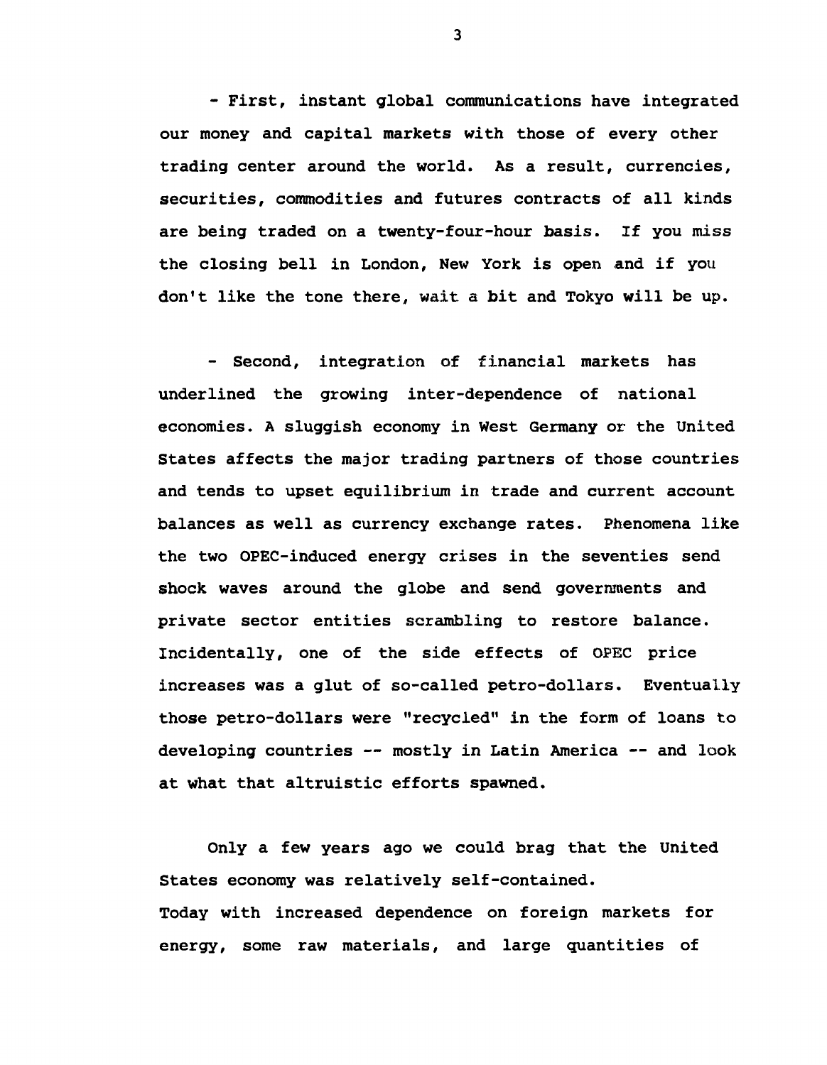- First, instant global communications have integrated our money and capital markets with those of every other trading center around the world. As a result, currencies, securities, commodities and futures contracts of all kinds are being traded on a twenty-four-hour basis. If you miss the closing bell in London, New York is open and if you don't like the tone there, wait a bit and Tokyo will be up.

- Second, integration of financial markets has underlined the growing inter-dependence of national economies. A sluggish economy in West Germany or the United States affects the major trading partners of those countries and tends to upset equilibrium in trade and current account balances as well as currency exchange rates. Phenomena like the two OPEC-induced energy crises in the seventies send shock waves around the globe and send governments and private sector entities scrambling to restore balance. Incidentally, one of the side effects of OPEC price increases was a glut of so-called petro-dollars. Eventually those petro-dollars were "recycled" in the form of loans to developing countries -- mostly in Latin America -- and look at what that altruistic efforts spawned.

Only a few years ago we could brag that the United States economy was relatively self-contained. Today with increased dependence on foreign markets for energy, some raw materials, and large quantities of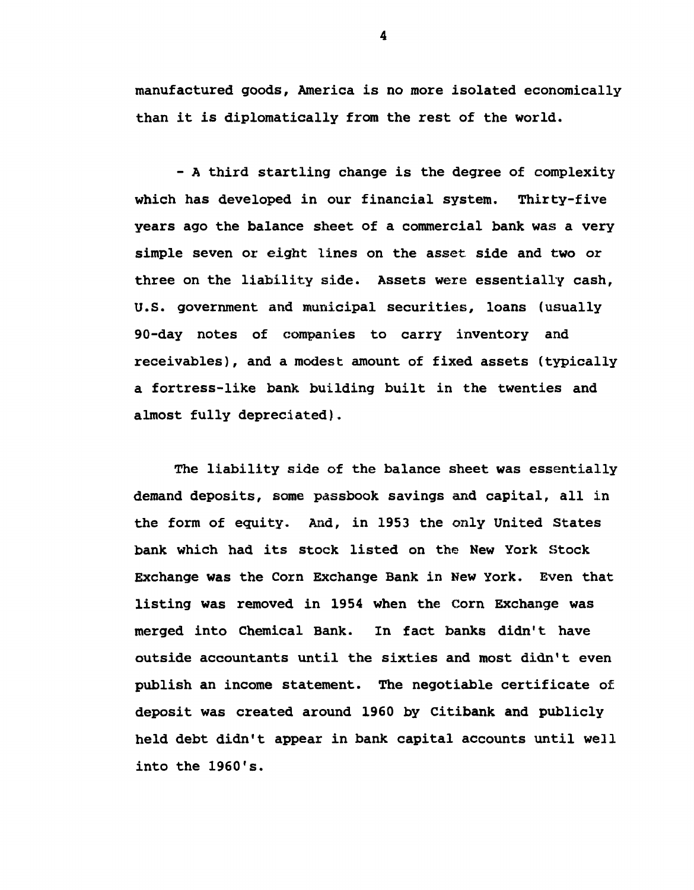manufactured goods, America is no more isolated economically than it is diplomatically from the rest of the world.

- A third startling change is the degree of complexity which has developed in our financial system. Thirty-five years ago the balance sheet of a commercial bank was a very simple seven or eight lines on the asset side and two or three on the liability side. Assets were essentially cash, U.S. government and municipal securities, loans (usually 90-day notes of companies to carry inventory and receivables), and a modest amount of fixed assets (typically a fortress-like bank building built in the twenties and almost fully depreciated).

The liability side of the balance sheet was essentially demand deposits, some passbook savings and capital, all in the form of equity. And, in 1953 the only United States bank which had its stock listed on the New York Stock Exchange was the Corn Exchange Bank in New York. Even that listing was removed in 1954 when the Corn Exchange was merged into Chemical Bank. In fact banks didn't have outside accountants until the sixties and most didn't even publish an income statement. The negotiable certificate of deposit was created around 1960 by Citibank and publicly held debt didn't appear in bank capital accounts until well into the 1960's.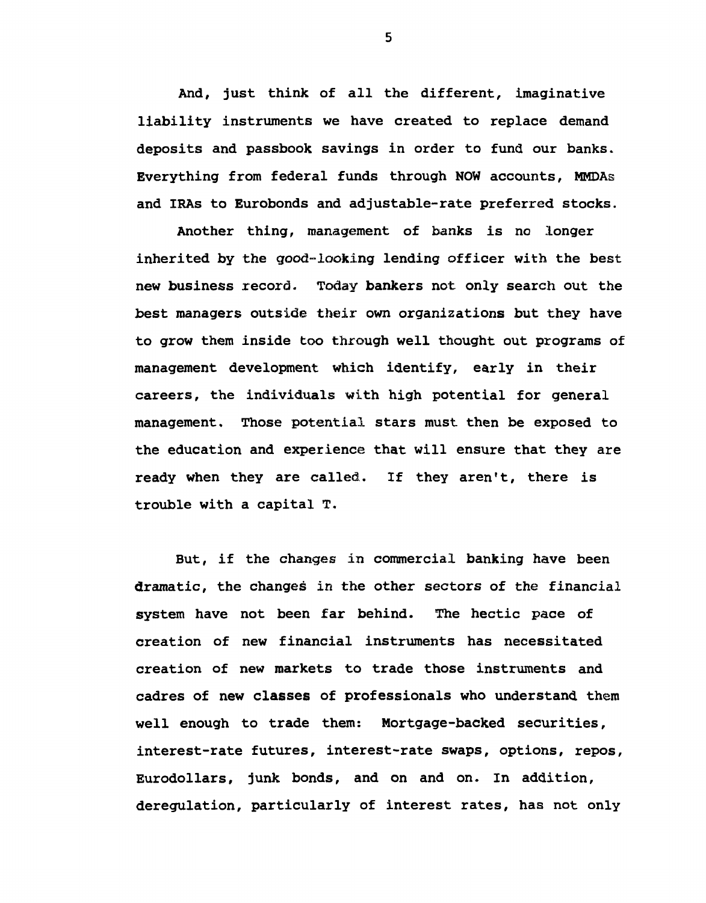And, just think of all the different, imaginative liability instruments we have created to replace demand deposits and passbook savings in order to fund our banks. Everything from federal funds through NOW accounts, MMDAs and IRAs to Eurobonds and adjustable-rate preferred stocks.

Another thing, management of banks is no longer inherited by the good-looking lending officer with the best new business record. Today bankers not only search out the best managers outside their own organizations but they have to grow them inside too through well thought out programs of management development which identify, early in their careers, the individuals with high potential for general management. Those potential stars must then be exposed to the education and experience that will ensure that they are ready when they are called. If they aren't, there is trouble with a capital T.

But, if the changes in commercial banking have been dramatic, the changes in the other sectors of the financial system have not been far behind. The hectic pace of creation of new financial instruments has necessitated creation of new markets to trade those instruments and cadres of new classes of professionals who understand them well enough to trade them: Mortgage-backed securities, interest-rate futures, interest-rate swaps, options, repos, Eurodollars, junk bonds, and on and on. In addition, deregulation, particularly of interest rates, has not only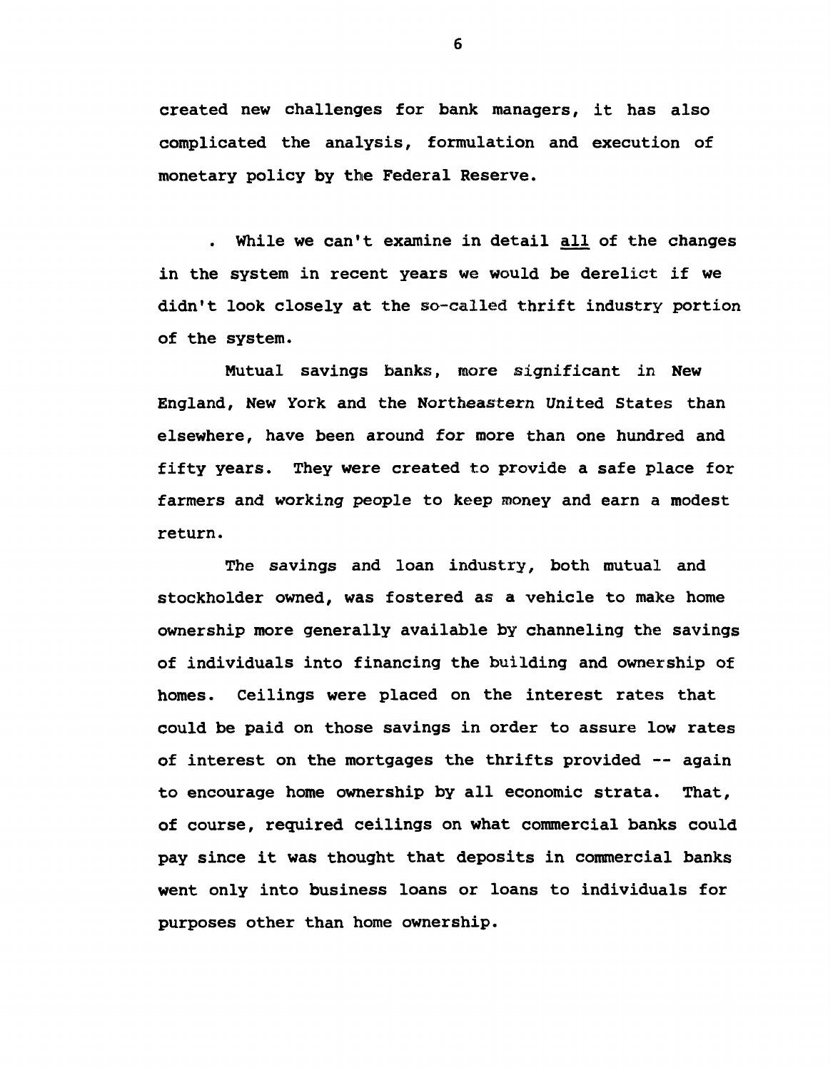created new challenges for bank managers, it has also complicated the analysis, formulation and execution of monetary policy by the Federal Reserve.

. While we can't examine in detail <u>all</u> of the changes in the system in recent years we would be derelict if we didn't look closely at the so-called thrift industry portion of the system.

Mutual savings banks, more significant in New England, New York and the Northeastern United States than elsewhere, have been around for more than one hundred and fifty years. They were created to provide a safe place for farmers and working people to keep money and earn a modest return.

The savings and loan industry, both mutual and stockholder owned, was fostered as a vehicle to make home ownership more generally available by channeling the savings of individuals into financing the building and ownership of homes. Ceilings were placed on the interest rates that could be paid on those savings in order to assure low rates of interest on the mortgages the thrifts provided -- again to encourage home ownership by all economic strata. That, of course, required ceilings on what commercial banks could pay since it was thought that deposits in commercial banks went only into business loans or loans to individuals for purposes other than home ownership.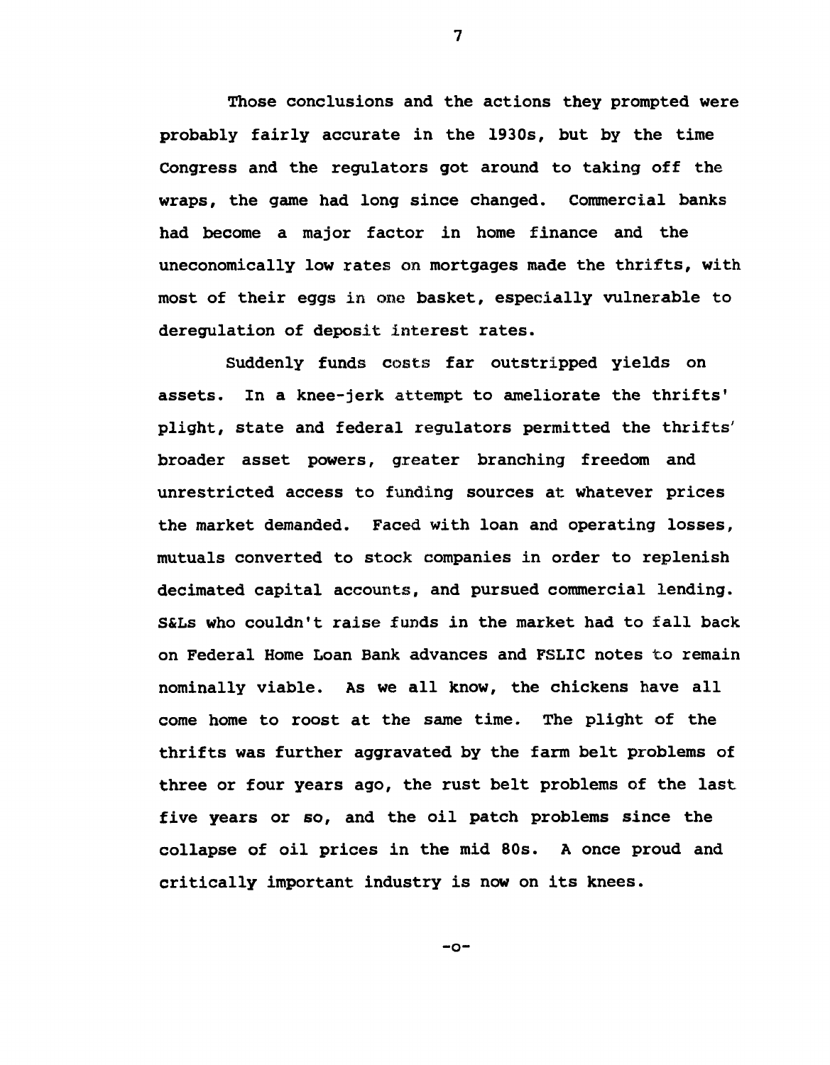Those conclusions and the actions they prompted were probably fairly accurate in the 1930s, but by the time Congress and the regulators got around to taking off the wraps, the game had long since changed. Commercial banks had become a major factor in home finance and the uneconomically low rates on mortgages made the thrifts, with most of their eggs in one basket, especially vulnerable to deregulation of deposit interest rates.

Suddenly funds costs far outstripped yields on assets. In a knee-jerk attempt to ameliorate the thrifts' plight, state and federal regulators permitted the thrifts' broader asset powers, greater branching freedom and unrestricted access to funding sources at whatever prices the market demanded. Faced with loan and operating losses, mutuals converted to stock companies in order to replenish decimated capital accounts, and pursued commercial lending. S&Ls who couldn't raise funds in the market had to fall back on Federal Home Loan Bank advances and FSLIC notes to remain nominally viable. As we all know, the chickens have all come home to roost at the same time. The plight of the thrifts was further aggravated by the farm belt problems of three or four years ago, the rust belt problems of the last five years or so, and the oil patch problems since the collapse of oil prices in the mid 80s. A once proud and critically important industry is now on its knees.

-o-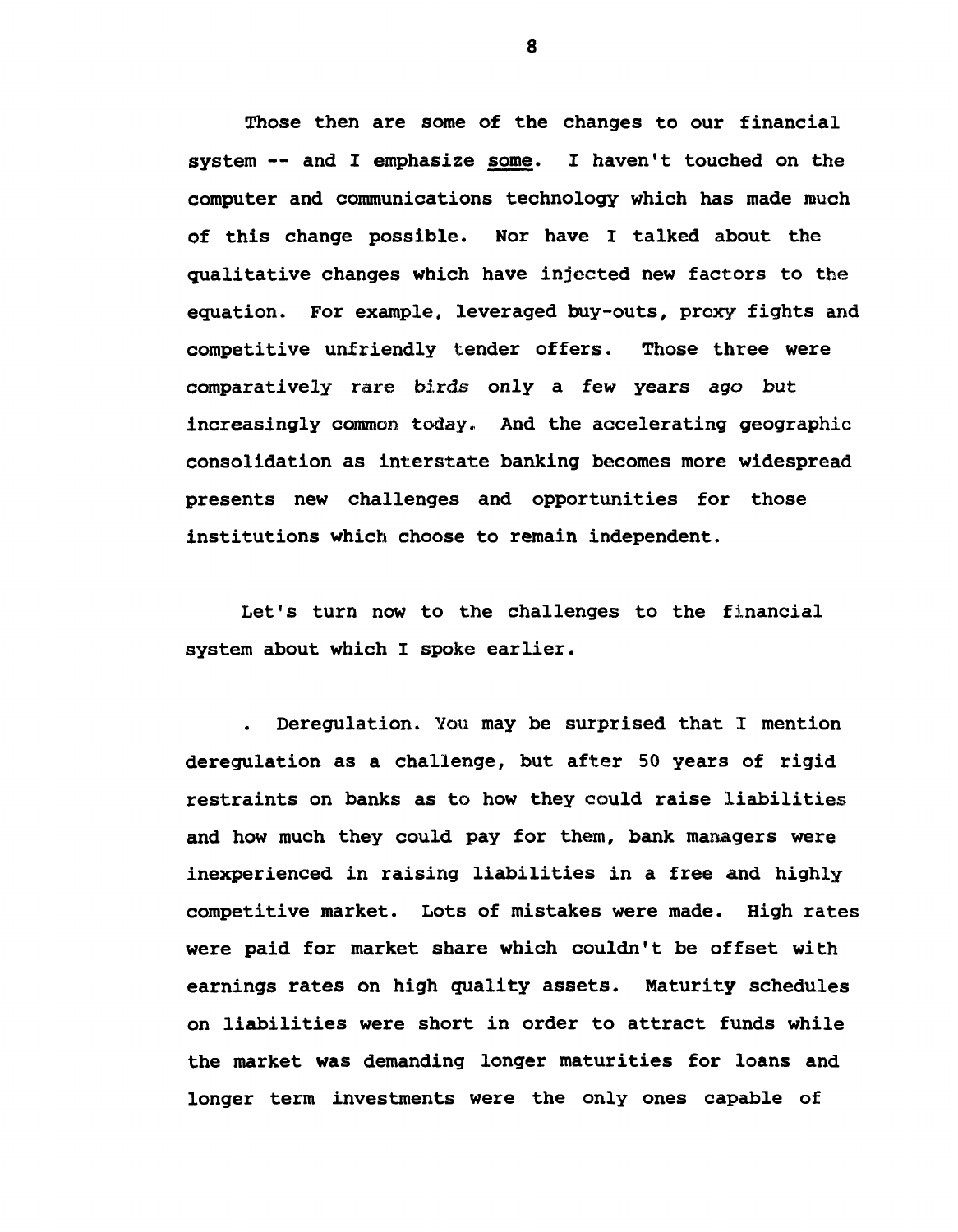Those then are some of the changes to our financial system -- and I emphasize <u>some</u>. I haven't touched on the computer and communications technology which has made much of this change possible. Nor have I talked about the qualitative changes which have injected new factors to the equation. For example, leveraged buy-outs, proxy fights and competitive unfriendly tender offers. Those three were comparatively rare birds only a few years ago but increasingly common today. And the accelerating geographic consolidation as interstate banking becomes more widespread presents new challenges and opportunities for those institutions which choose to remain independent.

Let's turn now to the challenges to the financial system about which I spoke earlier.

. Deregulation. You may be surprised that I mention deregulation as a challenge, but after 50 years of rigid restraints on banks as to how they could raise liabilities and how much they could pay for them, bank managers were inexperienced in raising liabilities in a free and highly competitive market. Lots of mistakes were made. High rates were paid for market share which couldn't be offset with earnings rates on high quality assets. Maturity schedules on liabilities were short in order to attract funds while the market was demanding longer maturities for loans and longer term investments were the only ones capable of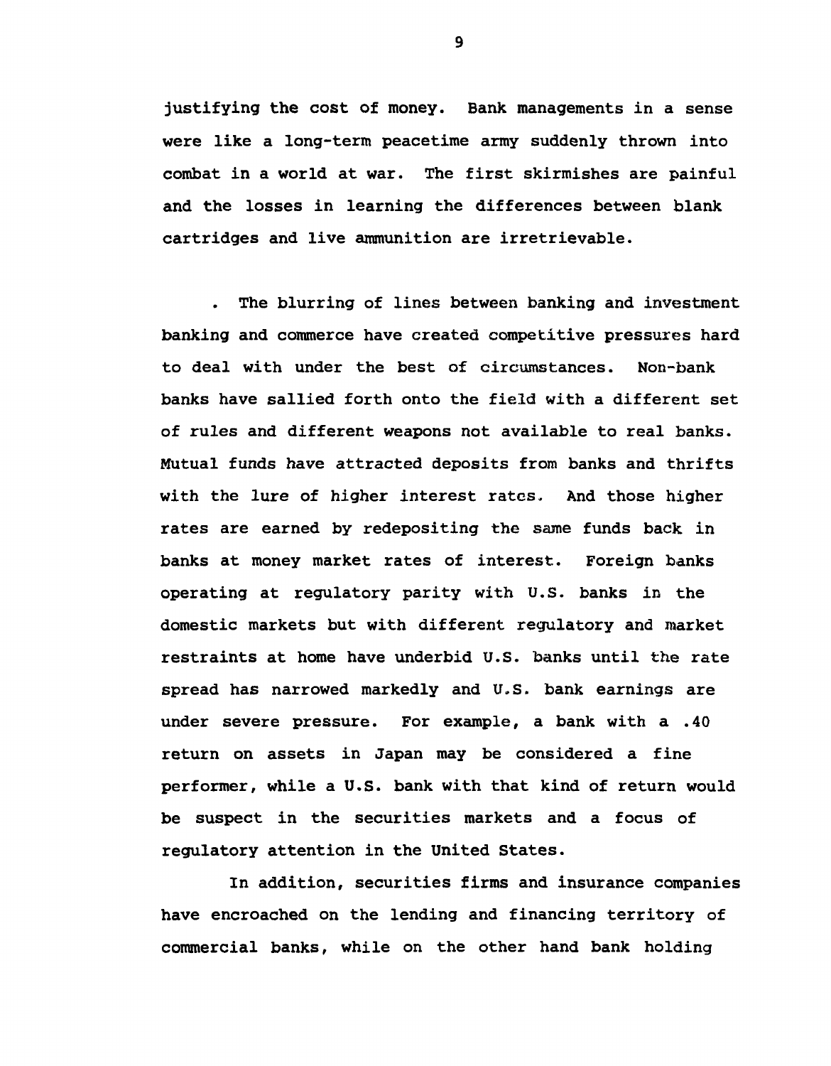justifying the cost of money. Bank managements in a sense were like a long-term peacetime army suddenly thrown into combat in a world at war. The first skirmishes are painful and the losses in learning the differences between blank cartridges and live ammunition are irretrievable.

. The blurring of lines between banking and investment banking and commerce have created competitive pressures hard to deal with under the best of circumstances. Non-bank banks have sallied forth onto the field with a different set of rules and different weapons not available to real banks. Mutual funds have attracted deposits from banks and thrifts with the lure of higher interest rates. And those higher rates are earned by redepositing the same funds back in banks at money market rates of interest. Foreign banks operating at regulatory parity with U.S. banks in the domestic markets but with different regulatory and market restraints at home have underbid U.S. banks until the rate spread has narrowed markedly and U.S. bank earnings are under severe pressure. For example, a bank with a .40 return on assets in Japan may be considered a fine performer, while a U.S. bank with that kind of return would be suspect in the securities markets and a focus of regulatory attention in the United States.

In addition, securities firms and insurance companies have encroached on the lending and financing territory of commercial banks, while on the other hand bank holding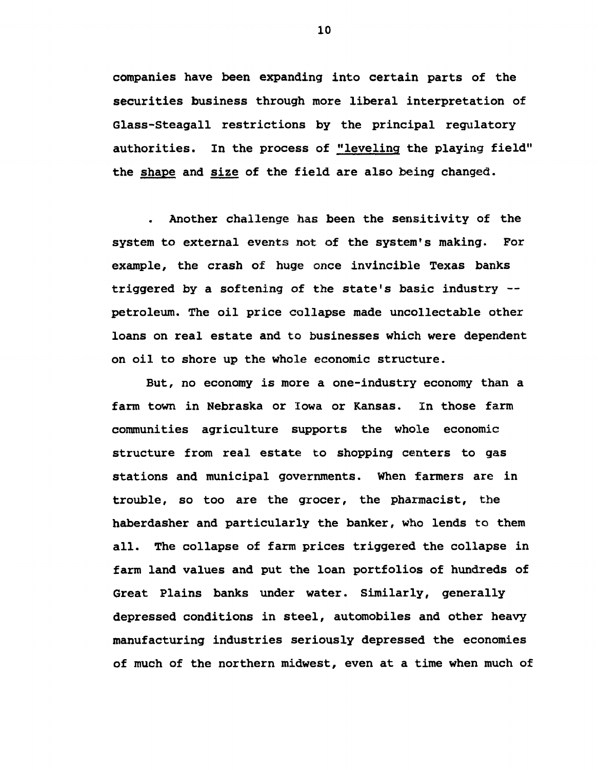companies have been expanding into certain parts of the securities business through more liberal interpretation of Glass-Steagall restrictions by the principal regulatory authorities. In the process of "leveling the playing field" the *shape* and *size* of the field are also being changed.

. Another challenge has been the sensitivity of the system to external events not of the system's making. For example, the crash of huge once invincible Texas banks triggered by a softening of the state's basic industry -- petroleum. The oil price collapse made uncollectable other loans on real estate and to businesses which were dependent on oil to shore up the whole economic structure.

But, no economy is more a one-industry economy than a farm town in Nebraska or Iowa or Kansas. In those farm communities agriculture supports the whole economic structure from real estate to shopping centers to gas stations and municipal governments. When farmers are in trouble, so too are the grocer, the pharmacist, the haberdasher and particularly the banker, who lends to them all. The collapse of farm prices triggered the collapse in farm land values and put the loan portfolios of hundreds of Great Plains banks under water. Similarly, generally depressed conditions in steel, automobiles and other heavy manufacturing industries seriously depressed the economies of much of the northern midwest, even at a time when much of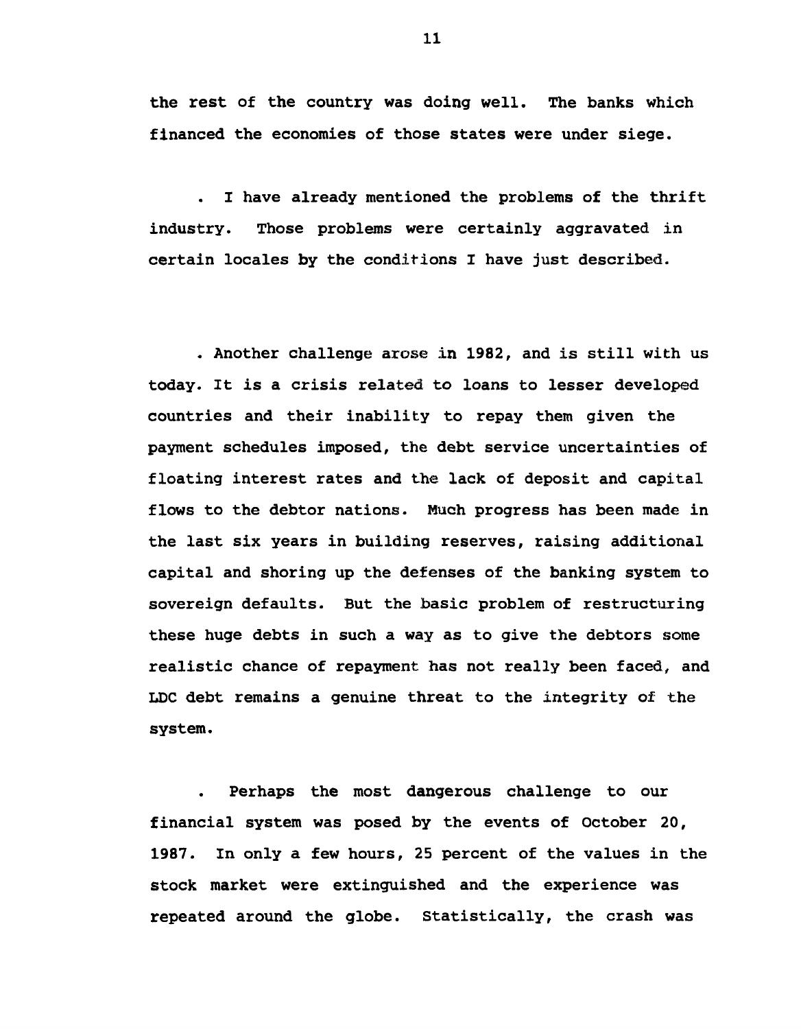the rest of the country was doing well. The banks which financed the economies of those states were under siege.

- I have already mentioned the problems of the thrift industry. Those problems were certainly aggravated in certain locales by the conditions I have just described.

- Another challenge arose in 1982, and is still with us today. It is a crisis related to loans to lesser developed countries and their inability to repay them given the payment schedules imposed, the debt service uncertainties of floating interest rates and the lack of deposit and capital flows to the debtor nations. Much progress has been made in the last six years in building reserves, raising additional capital and shoring up the defenses of the banking system to sovereign defaults. But the basic problem of restructuring these huge debts in such a way as to give the debtors some realistic chance of repayment has not really been faced, and LDC debt remains a genuine threat to the integrity of the system.

- Perhaps the most dangerous challenge to our financial system was posed by the events of October 20, 1987. In only a few hours, 25 percent of the values in the stock market were extinguished and the experience was repeated around the globe. Statistically, the crash was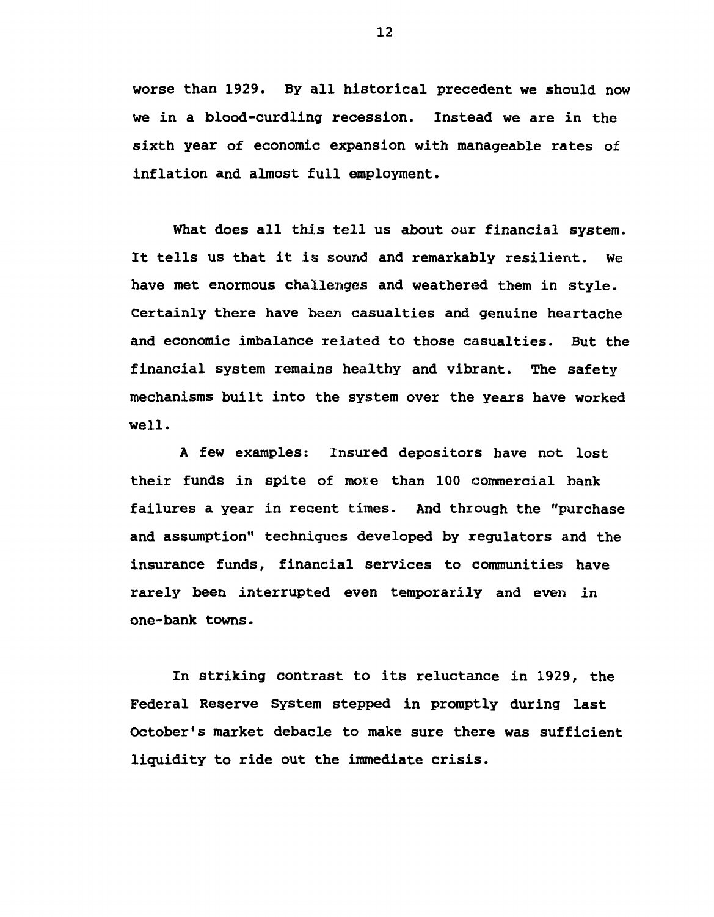worse than 1929. By all historical precedent we should now we in a blood-curdling recession. Instead we are in the sixth year of economic expansion with manageable rates of inflation and almost full employment.

What does all this tell us about our financial system. It tells us that it is sound and remarkably resilient. We have met enormous challenges and weathered them in style. Certainly there have been casualties and genuine heartache and economic imbalance related to those casualties. But the financial system remains healthy and vibrant. The safety mechanisms built into the system over the years have worked well.

A few examples: Insured depositors have not lost their funds in spite of more than 100 commercial bank failures a year in recent times. And through the "purchase and assumption" techniques developed by regulators and the insurance funds, financial services to communities have rarely been interrupted even temporarily and even in one-bank towns.

In striking contrast to its reluctance in 1929, the Federal Reserve System stepped in promptly during last October's market debacle to make sure there was sufficient liquidity to ride out the immediate crisis.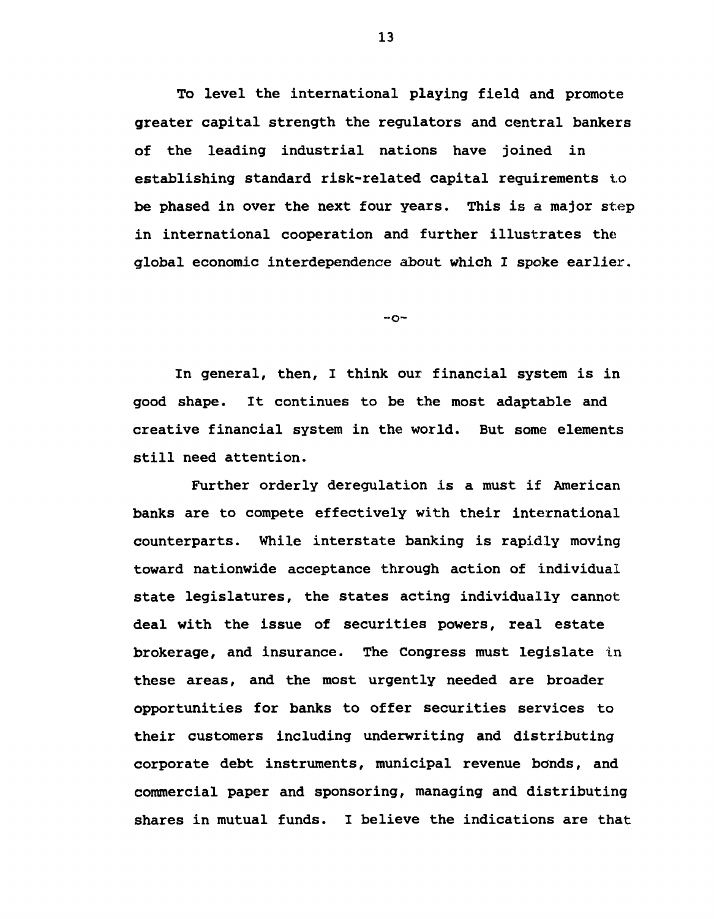To level the international playing field and promote greater capital strength the regulators and central bankers of the leading industrial nations have joined in establishing standard risk-related capital requirements to be phased in over the next four years. This is a major step in international cooperation and further illustrates the global economic interdependence about which I spoke earlier.

-o-

In general, then, I think our financial system is in good shape. It continues to be the most adaptable and creative financial system in the world. But some elements still need attention.

Further orderly deregulation is a must if American banks are to compete effectively with their international counterparts. While interstate banking is rapidly moving toward nationwide acceptance through action of individual state legislatures, the states acting individually cannot deal with the issue of securities powers, real estate brokerage, and insurance. The Congress must legislate in these areas, and the most urgently needed are broader opportunities for banks to offer securities services to their customers including underwriting and distributing corporate debt instruments, municipal revenue bonds, and commercial paper and sponsoring, managing and distributing shares in mutual funds. I believe the indications are that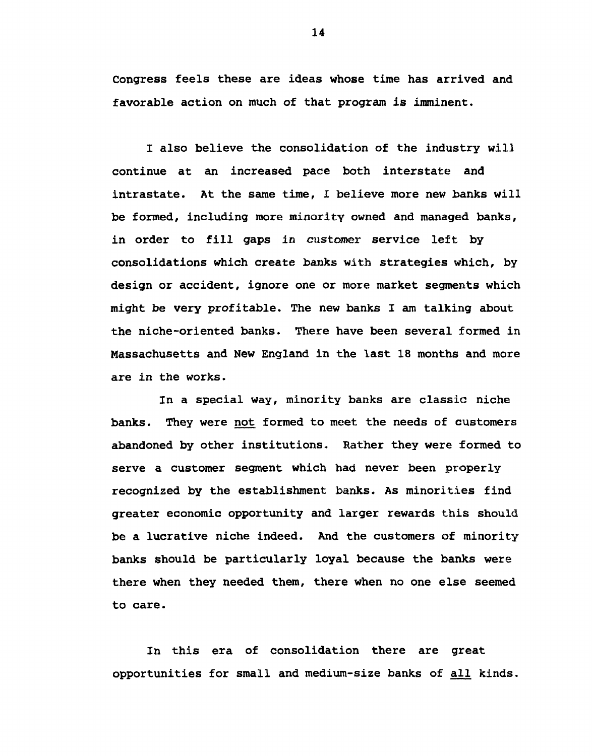Congress feels these are ideas whose time has arrived and favorable action on much of that program is imminent.

I also believe the consolidation of the industry will continue at an increased pace both interstate and intrastate. At the same time, I believe more new banks will be formed, including more minority owned and managed banks, in order to fill gaps in customer service left by consolidations which create banks with strategies which, by design or accident, ignore one or more market segments which might be very profitable. The new banks I am talking about the niche-oriented banks. There have been several formed in Massachusetts and New England in the last 18 months and more are in the works.

In a special way, minority banks are classic niche banks. They were <u>not</u> formed to meet the needs of customers abandoned by other institutions. Rather they were formed to serve a customer segment which had never been properly recognized by the establishment banks. As minorities find greater economic opportunity and larger rewards this should be a lucrative niche indeed. And the customers of minority banks should be particularly loyal because the banks were there when they needed them, there when no one else seemed to care.

In this era of consolidation there are great opportunities for small and medium-size banks of <u>all</u> kinds.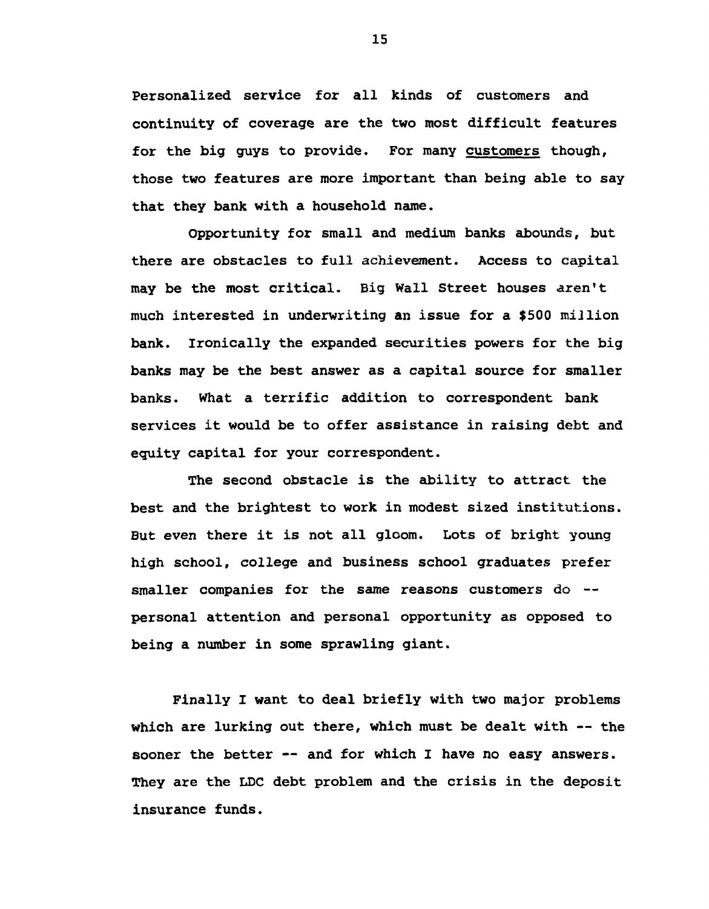Personalized service for all kinds of customers and continuity of coverage are the two most difficult features for the big guys to provide. For many <u>customers</u> though, those two features are more important than being able to say that they bank with a household name.

Opportunity for small and medium banks abounds, but there are obstacles to full achievement. Access to capital may be the most critical. Big Wall Street houses aren't much interested in underwriting an issue for a $500 million bank. Ironically the expanded securities powers for the big banks may be the best answer as a capital source for smaller banks. What a terrific addition to correspondent bank services it would be to offer assistance in raising debt and equity capital for your correspondent.

The second obstacle is the ability to attract the best and the brightest to work in modest sized institutions. But even there it is not all gloom. Lots of bright young high school, college and business school graduates prefer smaller companies for the same reasons customers do -- personal attention and personal opportunity as opposed to being a number in some sprawling giant.

Finally I want to deal briefly with two major problems which are lurking out there, which must be dealt with -- the sooner the better -- and for which I have no easy answers. They are the LDC debt problem and the crisis in the deposit insurance funds.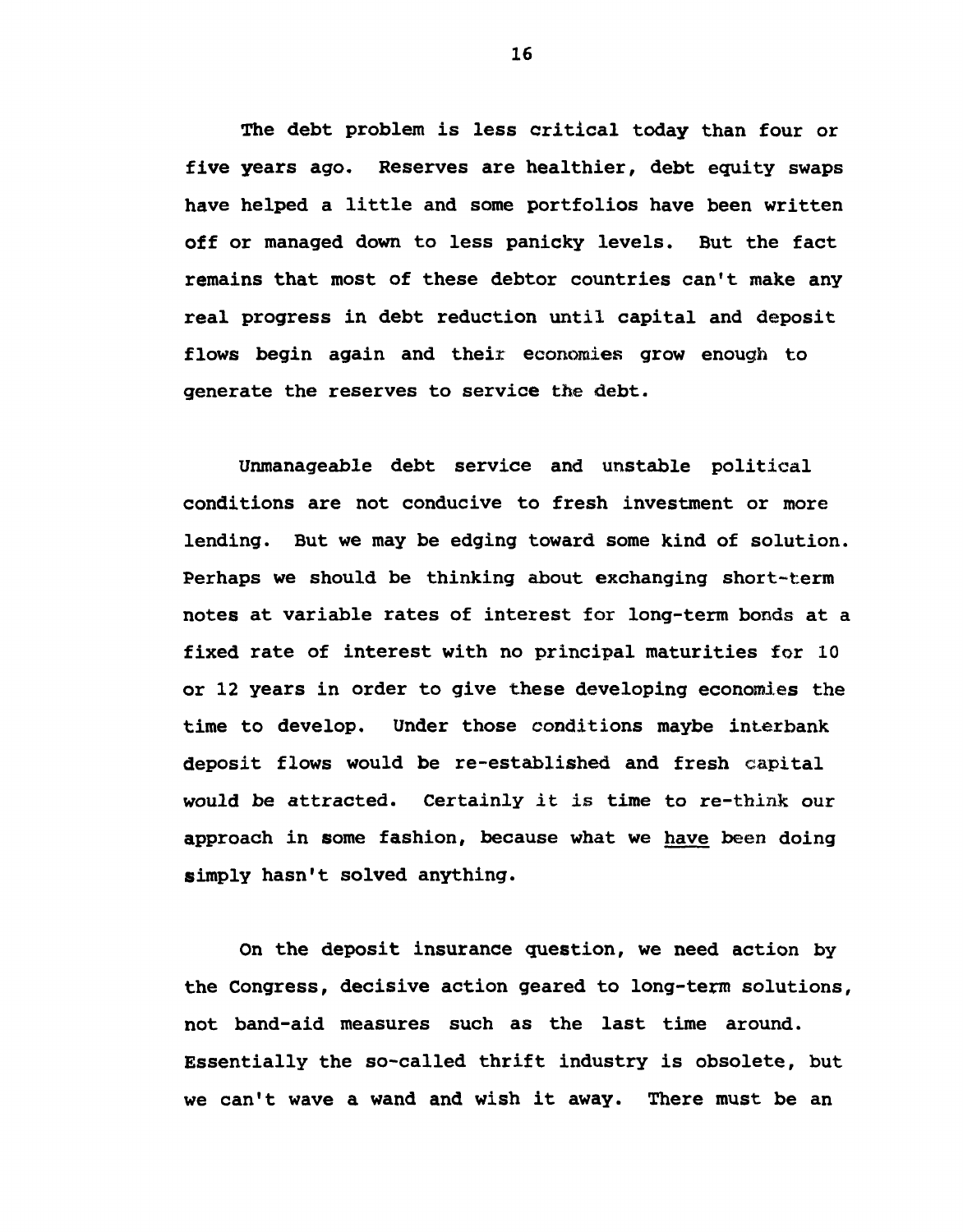The debt problem is less critical today than four or five years ago. Reserves are healthier, debt equity swaps have helped a little and some portfolios have been written off or managed down to less panicky levels. But the fact remains that most of these debtor countries can't make any real progress in debt reduction until capital and deposit flows begin again and their economies grow enough to generate the reserves to service the debt.

Unmanageable debt service and unstable political conditions are not conducive to fresh investment or more lending. But we may be edging toward some kind of solution. Perhaps we should be thinking about exchanging short-term notes at variable rates of interest for long-term bonds at a fixed rate of interest with no principal maturities for 10 or 12 years in order to give these developing economies the time to develop. Under those conditions maybe interbank deposit flows would be re-established and fresh capital would be attracted. Certainly it is time to re-think our approach in some fashion, because what we <u>have</u> been doing simply hasn't solved anything.

On the deposit insurance question, we need action by the Congress, decisive action geared to long-term solutions, not band-aid measures such as the last time around. Essentially the so-called thrift industry is obsolete, but we can't wave a wand and wish it away. There must be an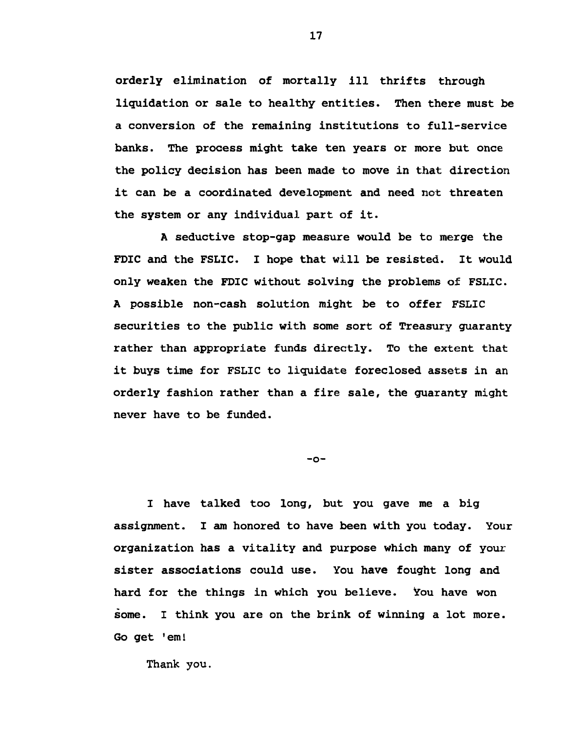orderly elimination of mortally ill thrifts through liquidation or sale to healthy entities. Then there must be a conversion of the remaining institutions to full-service banks. The process might take ten years or more but once the policy decision has been made to move in that direction it can be a coordinated development and need not threaten the system or any individual part of it.

A seductive stop-gap measure would be to merge the FDIC and the FSLIC. I hope that will be resisted. It would only weaken the FDIC without solving the problems of FSLIC. A possible non-cash solution might be to offer FSLIC securities to the public with some sort of Treasury guaranty rather than appropriate funds directly. To the extent that it buys time for FSLIC to liquidate foreclosed assets in an orderly fashion rather than a fire sale, the guaranty might never have to be funded.

-o-

I have talked too long, but you gave me a big assignment. I am honored to have been with you today. Your organization has a vitality and purpose which many of your sister associations could use. You have fought long and hard for the things in which you believe. You have won some. I think you are on the brink of winning a lot more. Go get 'em!

Thank you.